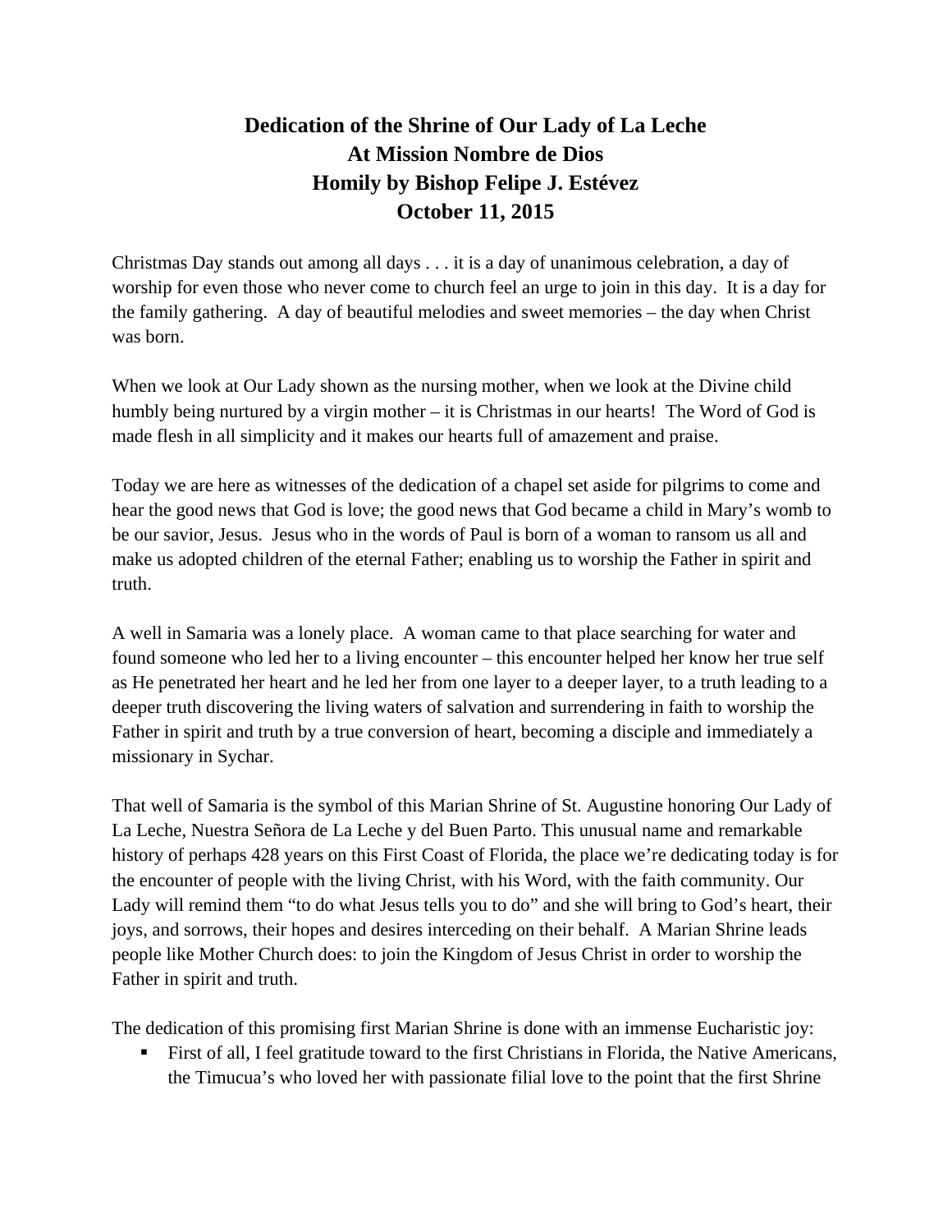# Dedication of the Shrine of Our Lady of La Leche
# At Mission Nombre de Dios
# Homily by Bishop Felipe J. Estévez
# October 11, 2015

Christmas Day stands out among all days . . . it is a day of unanimous celebration, a day of worship for even those who never come to church feel an urge to join in this day. It is a day for the family gathering. A day of beautiful melodies and sweet memories – the day when Christ was born.

When we look at Our Lady shown as the nursing mother, when we look at the Divine child humbly being nurtured by a virgin mother – it is Christmas in our hearts! The Word of God is made flesh in all simplicity and it makes our hearts full of amazement and praise.

Today we are here as witnesses of the dedication of a chapel set aside for pilgrims to come and hear the good news that God is love; the good news that God became a child in Mary's womb to be our savior, Jesus. Jesus who in the words of Paul is born of a woman to ransom us all and make us adopted children of the eternal Father; enabling us to worship the Father in spirit and truth.

A well in Samaria was a lonely place. A woman came to that place searching for water and found someone who led her to a living encounter – this encounter helped her know her true self as He penetrated her heart and he led her from one layer to a deeper layer, to a truth leading to a deeper truth discovering the living waters of salvation and surrendering in faith to worship the Father in spirit and truth by a true conversion of heart, becoming a disciple and immediately a missionary in Sychar.

That well of Samaria is the symbol of this Marian Shrine of St. Augustine honoring Our Lady of La Leche, Nuestra Señora de La Leche y del Buen Parto. This unusual name and remarkable history of perhaps 428 years on this First Coast of Florida, the place we're dedicating today is for the encounter of people with the living Christ, with his Word, with the faith community. Our Lady will remind them "to do what Jesus tells you to do" and she will bring to God's heart, their joys, and sorrows, their hopes and desires interceding on their behalf. A Marian Shrine leads people like Mother Church does: to join the Kingdom of Jesus Christ in order to worship the Father in spirit and truth.

The dedication of this promising first Marian Shrine is done with an immense Eucharistic joy:

- First of all, I feel gratitude toward to the first Christians in Florida, the Native Americans, the Timucua's who loved her with passionate filial love to the point that the first Shrine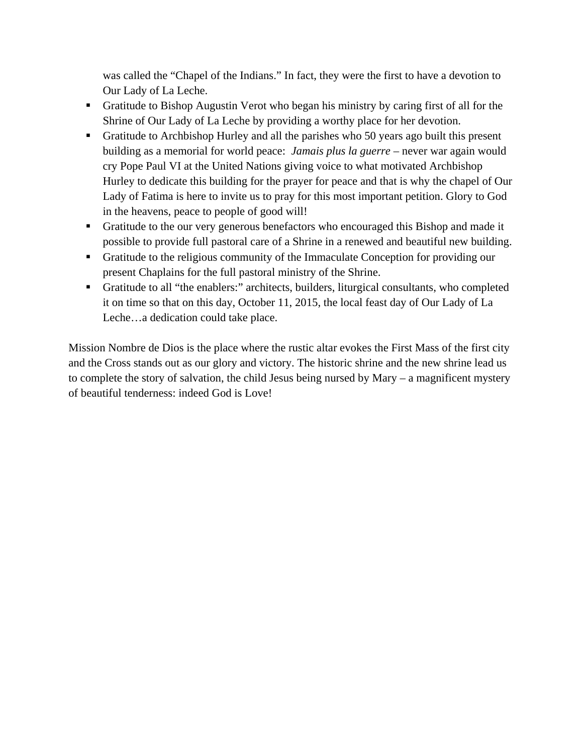was called the "Chapel of the Indians." In fact, they were the first to have a devotion to Our Lady of La Leche.

- Gratitude to Bishop Augustin Verot who began his ministry by caring first of all for the Shrine of Our Lady of La Leche by providing a worthy place for her devotion.
- Gratitude to Archbishop Hurley and all the parishes who 50 years ago built this present building as a memorial for world peace: *Jamais plus la guerre* – never war again would cry Pope Paul VI at the United Nations giving voice to what motivated Archbishop Hurley to dedicate this building for the prayer for peace and that is why the chapel of Our Lady of Fatima is here to invite us to pray for this most important petition. Glory to God in the heavens, peace to people of good will!
- Gratitude to the our very generous benefactors who encouraged this Bishop and made it possible to provide full pastoral care of a Shrine in a renewed and beautiful new building.
- Gratitude to the religious community of the Immaculate Conception for providing our present Chaplains for the full pastoral ministry of the Shrine.
- Gratitude to all "the enablers:" architects, builders, liturgical consultants, who completed it on time so that on this day, October 11, 2015, the local feast day of Our Lady of La Leche…a dedication could take place.

Mission Nombre de Dios is the place where the rustic altar evokes the First Mass of the first city and the Cross stands out as our glory and victory. The historic shrine and the new shrine lead us to complete the story of salvation, the child Jesus being nursed by Mary – a magnificent mystery of beautiful tenderness: indeed God is Love!